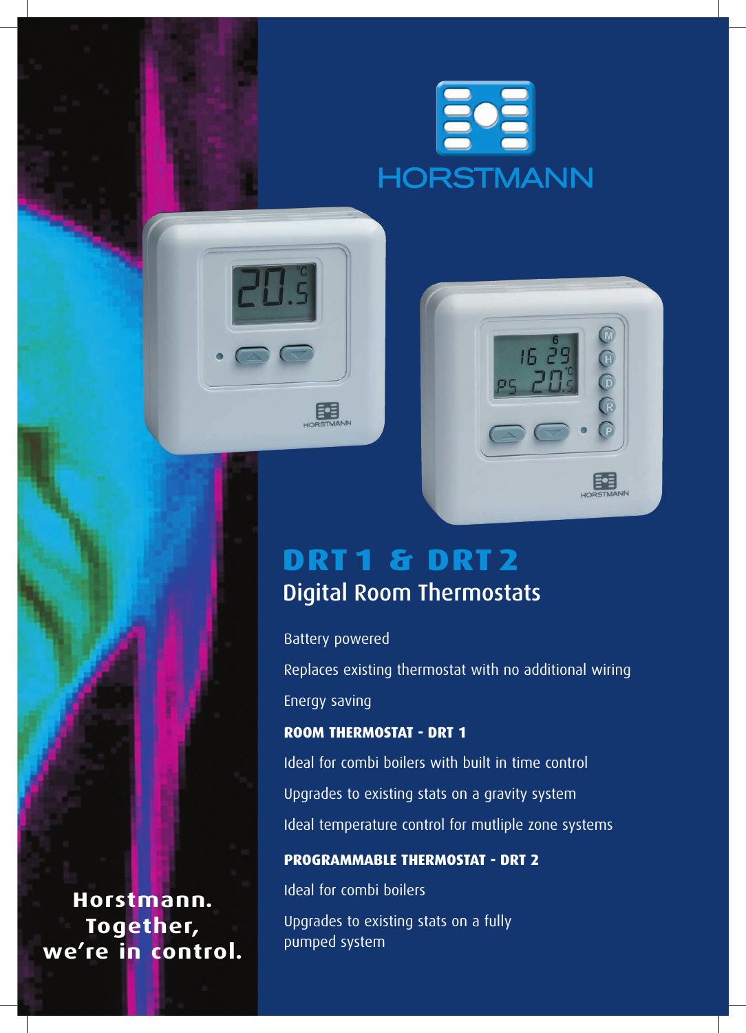HORSTMANN

# DRT 1 & DRT 2

## Digital Room Thermostats

Battery powered

Replaces existing thermostat with no additional wiring

Energy saving

**ROOM THERMOSTAT - DRT 1**

Ideal for combi boilers with built in time control

Upgrades to existing stats on a gravity system

Ideal temperature control for mutliple zone systems

**PROGRAMMABLE THERMOSTAT - DRT 2**

Ideal for combi boilers

Upgrades to existing stats on a fully pumped system

**Horstmann. Together, we're in control.**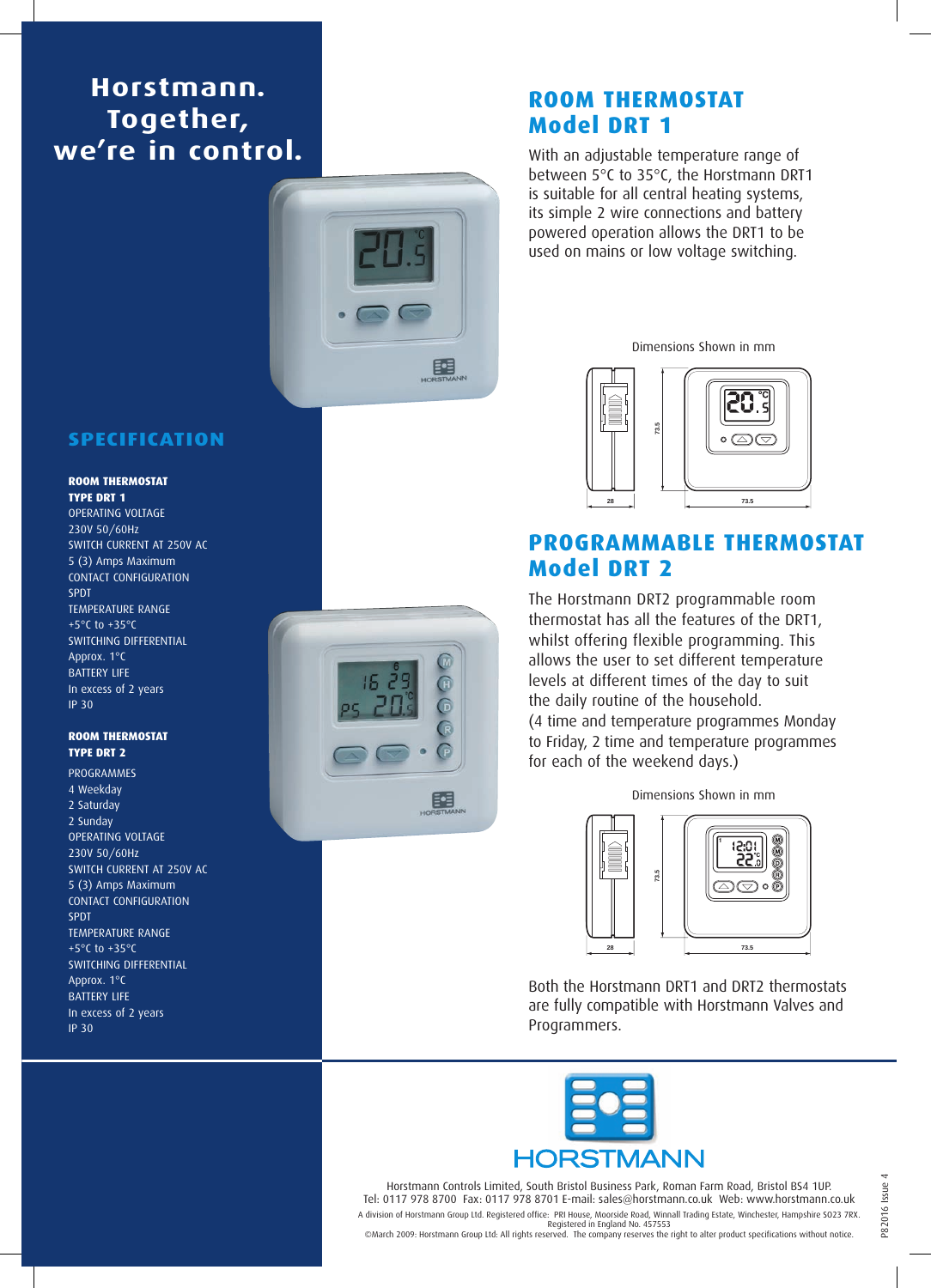# Horstmann. Together, we're in control.

## SPECIFICATION

**ROOM THERMOSTAT**
**TYPE DRT 1**

OPERATING VOLTAGE
230V 50/60Hz
SWITCH CURRENT AT 250V AC
5 (3) Amps Maximum
CONTACT CONFIGURATION
SPDT
TEMPERATURE RANGE
+5°C to +35°C
SWITCHING DIFFERENTIAL
Approx. 1°C
BATTERY LIFE
In excess of 2 years
IP 30

**ROOM THERMOSTAT**
**TYPE DRT 2**

PROGRAMMES
4 Weekday
2 Saturday
2 Sunday
OPERATING VOLTAGE
230V 50/60Hz
SWITCH CURRENT AT 250V AC
5 (3) Amps Maximum
CONTACT CONFIGURATION
SPDT
TEMPERATURE RANGE
+5°C to +35°C
SWITCHING DIFFERENTIAL
Approx. 1°C
BATTERY LIFE
In excess of 2 years
IP 30

## ROOM THERMOSTAT Model DRT 1

With an adjustable temperature range of between 5°C to 35°C, the Horstmann DRT1 is suitable for all central heating systems, its simple 2 wire connections and battery powered operation allows the DRT1 to be used on mains or low voltage switching.

Dimensions Shown in mm

28
73.5
73.5

## PROGRAMMABLE THERMOSTAT Model DRT 2

The Horstmann DRT2 programmable room thermostat has all the features of the DRT1, whilst offering flexible programming. This allows the user to set different temperature levels at different times of the day to suit the daily routine of the household.
(4 time and temperature programmes Monday to Friday, 2 time and temperature programmes for each of the weekend days.)

Dimensions Shown in mm

28
73.5
73.5

Both the Horstmann DRT1 and DRT2 thermostats are fully compatible with Horstmann Valves and Programmers.

HORSTMANN

Horstmann Controls Limited, South Bristol Business Park, Roman Farm Road, Bristol BS4 1UP.
Tel: 0117 978 8700 Fax: 0117 978 8701 E-mail: sales@horstmann.co.uk Web: www.horstmann.co.uk
A division of Horstmann Group Ltd. Registered office: PRI House, Moorside Road, Winnall Trading Estate, Winchester, Hampshire SO23 7RX. Registered in England No. 457553
©March 2009: Horstmann Group Ltd: All rights reserved. The company reserves the right to alter product specifications without notice.

P82016 Issue 4